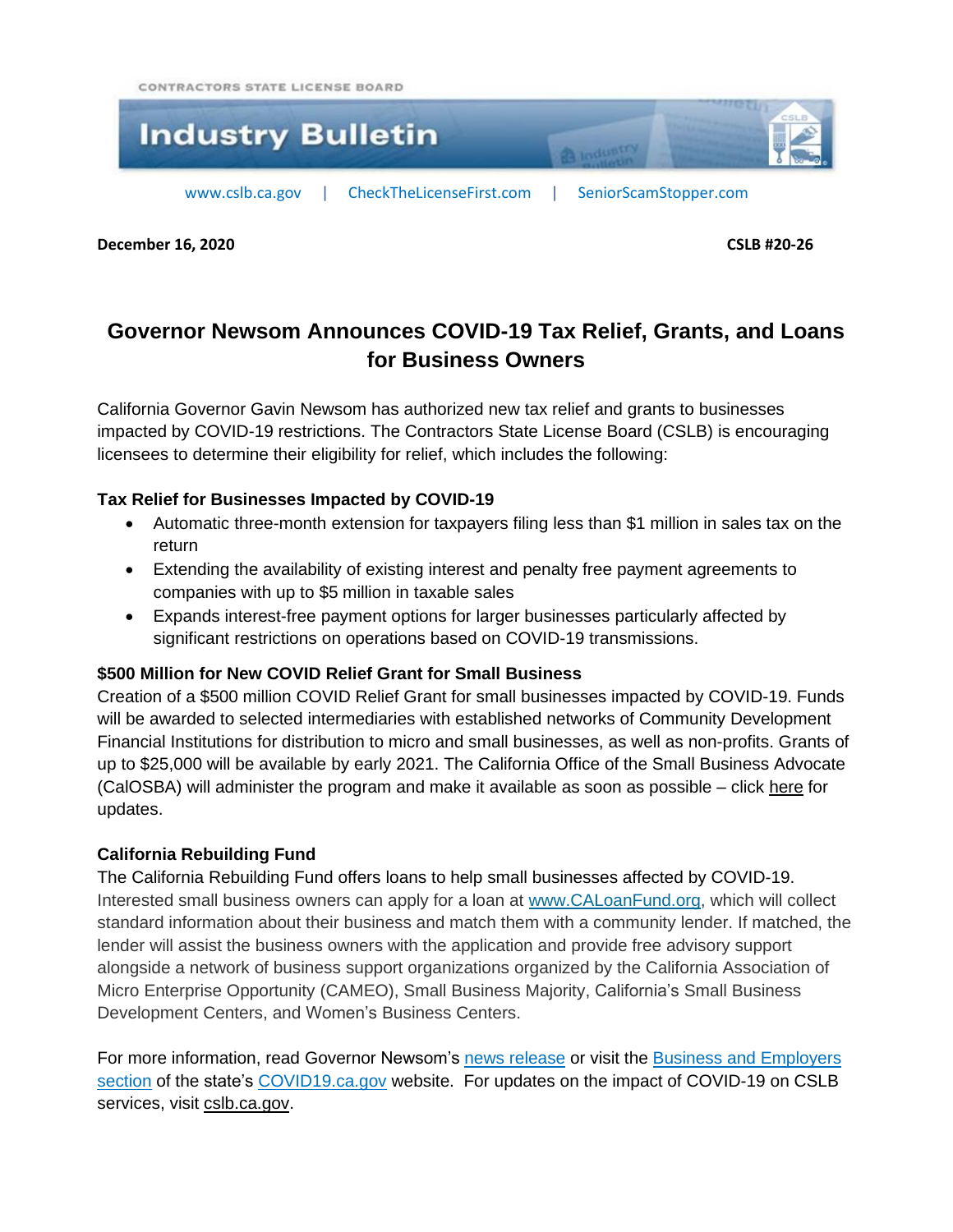CONTRACTORS STATE LICENSE BOARD

# Industry Bulletin

www.cslb.ca.gov | CheckTheLicenseFirst.com | SeniorScamStopper.com

**December 16, 2020** **CSLB #20-26**

## Governor Newsom Announces COVID-19 Tax Relief, Grants, and Loans for Business Owners

California Governor Gavin Newsom has authorized new tax relief and grants to businesses impacted by COVID-19 restrictions. The Contractors State License Board (CSLB) is encouraging licensees to determine their eligibility for relief, which includes the following:

**Tax Relief for Businesses Impacted by COVID-19**

- Automatic three-month extension for taxpayers filing less than $1 million in sales tax on the return
- Extending the availability of existing interest and penalty free payment agreements to companies with up to $5 million in taxable sales
- Expands interest-free payment options for larger businesses particularly affected by significant restrictions on operations based on COVID-19 transmissions.

**$500 Million for New COVID Relief Grant for Small Business**

Creation of a $500 million COVID Relief Grant for small businesses impacted by COVID-19. Funds will be awarded to selected intermediaries with established networks of Community Development Financial Institutions for distribution to micro and small businesses, as well as non-profits. Grants of up to $25,000 will be available by early 2021. The California Office of the Small Business Advocate (CalOSBA) will administer the program and make it available as soon as possible – click here for updates.

**California Rebuilding Fund**

The California Rebuilding Fund offers loans to help small businesses affected by COVID-19. Interested small business owners can apply for a loan at www.CALoanFund.org, which will collect standard information about their business and match them with a community lender. If matched, the lender will assist the business owners with the application and provide free advisory support alongside a network of business support organizations organized by the California Association of Micro Enterprise Opportunity (CAMEO), Small Business Majority, California's Small Business Development Centers, and Women's Business Centers.

For more information, read Governor Newsom's news release or visit the Business and Employers section of the state's COVID19.ca.gov website. For updates on the impact of COVID-19 on CSLB services, visit cslb.ca.gov.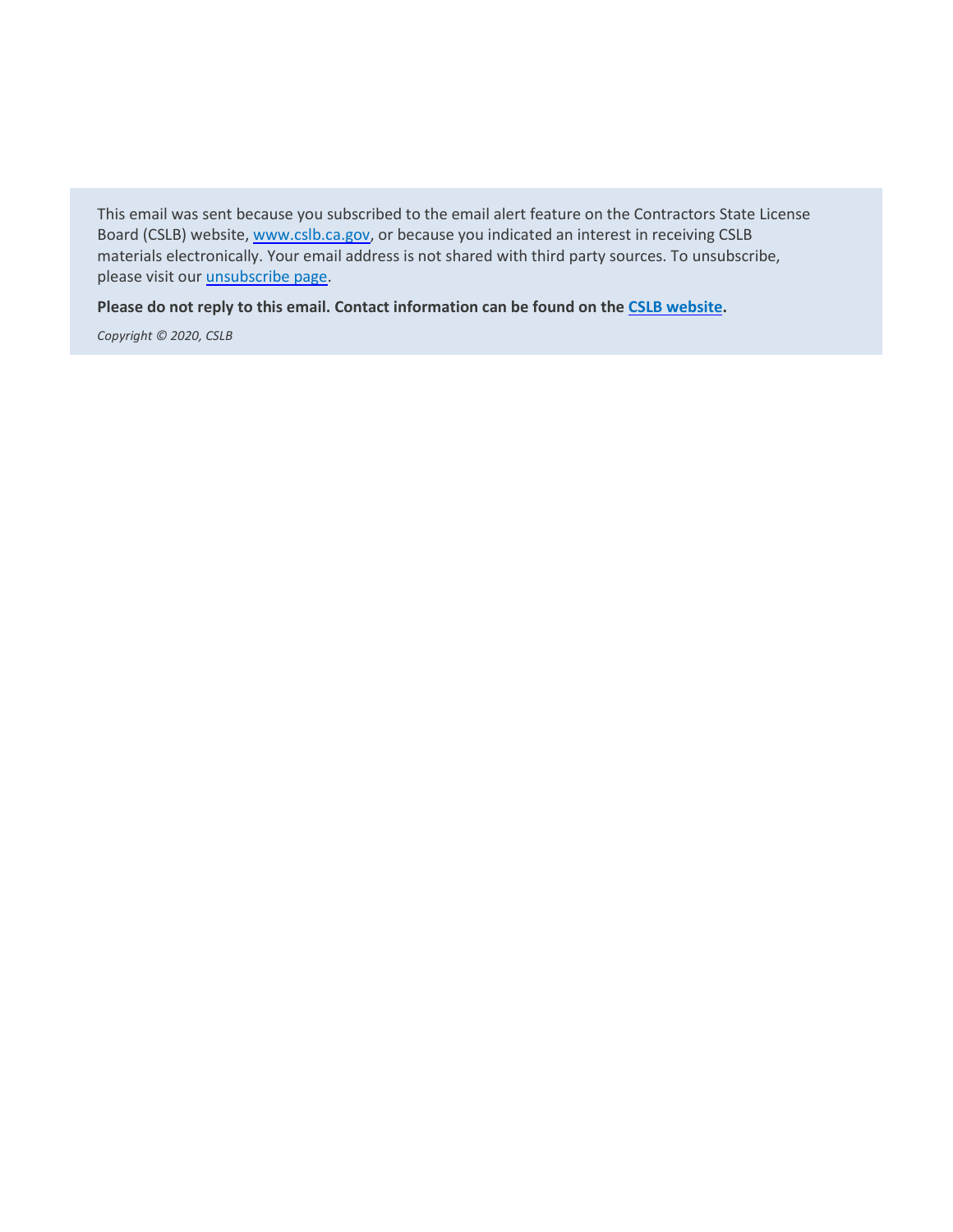This email was sent because you subscribed to the email alert feature on the Contractors State License Board (CSLB) website, www.cslb.ca.gov, or because you indicated an interest in receiving CSLB materials electronically. Your email address is not shared with third party sources. To unsubscribe, please visit our unsubscribe page.

**Please do not reply to this email. Contact information can be found on the CSLB website.**

*Copyright © 2020, CSLB*